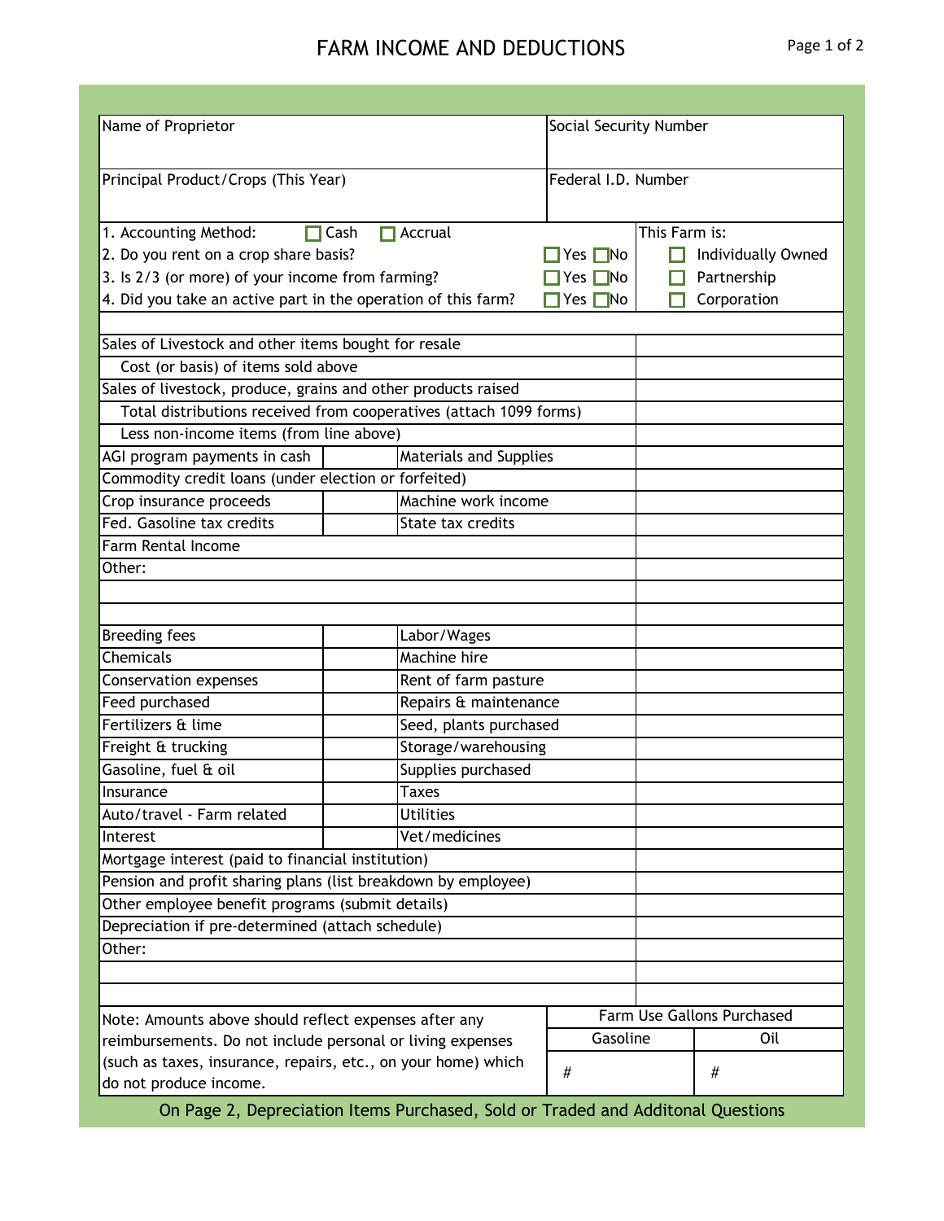# FARM INCOME AND DEDUCTIONS

| Name of Proprietor | Social Security Number |
|---|---|
| Principal Product/Crops (This Year) | Federal I.D. Number |

1. Accounting Method: ☐ Cash ☐ Accrual
2. Do you rent on a crop share basis? ☐ Yes ☐ No
3. Is 2/3 (or more) of your income from farming? ☐ Yes ☐ No
4. Did you take an active part in the operation of this farm? ☐ Yes ☐ No

This Farm is:
- ☐ Individually Owned
- ☐ Partnership
- ☐ Corporation

| Item | | Item | Amount |
|---|---|---|---|
| Sales of Livestock and other items bought for resale | | | |
| Cost (or basis) of items sold above | | | |
| Sales of livestock, produce, grains and other products raised | | | |
| Total distributions received from cooperatives (attach 1099 forms) | | | |
| Less non-income items (from line above) | | | |
| AGI program payments in cash | | Materials and Supplies | |
| Commodity credit loans (under election or forfeited) | | | |
| Crop insurance proceeds | | Machine work income | |
| Fed. Gasoline tax credits | | State tax credits | |
| Farm Rental Income | | | |
| Other: | | | |
| | | | |
| | | | |

| Item | | Item | Amount |
|---|---|---|---|
| Breeding fees | | Labor/Wages | |
| Chemicals | | Machine hire | |
| Conservation expenses | | Rent of farm pasture | |
| Feed purchased | | Repairs & maintenance | |
| Fertilizers & lime | | Seed, plants purchased | |
| Freight & trucking | | Storage/warehousing | |
| Gasoline, fuel & oil | | Supplies purchased | |
| Insurance | | Taxes | |
| Auto/travel - Farm related | | Utilities | |
| Interest | | Vet/medicines | |
| Mortgage interest (paid to financial institution) | | | |
| Pension and profit sharing plans (list breakdown by employee) | | | |
| Other employee benefit programs (submit details) | | | |
| Depreciation if pre-determined (attach schedule) | | | |
| Other: | | | |
| | | | |
| | | | |

Note: Amounts above should reflect expenses after any reimbursements. Do not include personal or living expenses (such as taxes, insurance, repairs, etc., on your home) which do not produce income.

| Farm Use Gallons Purchased | |
|---|---|
| Gasoline | Oil |
| # | # |

On Page 2, Depreciation Items Purchased, Sold or Traded and Additonal Questions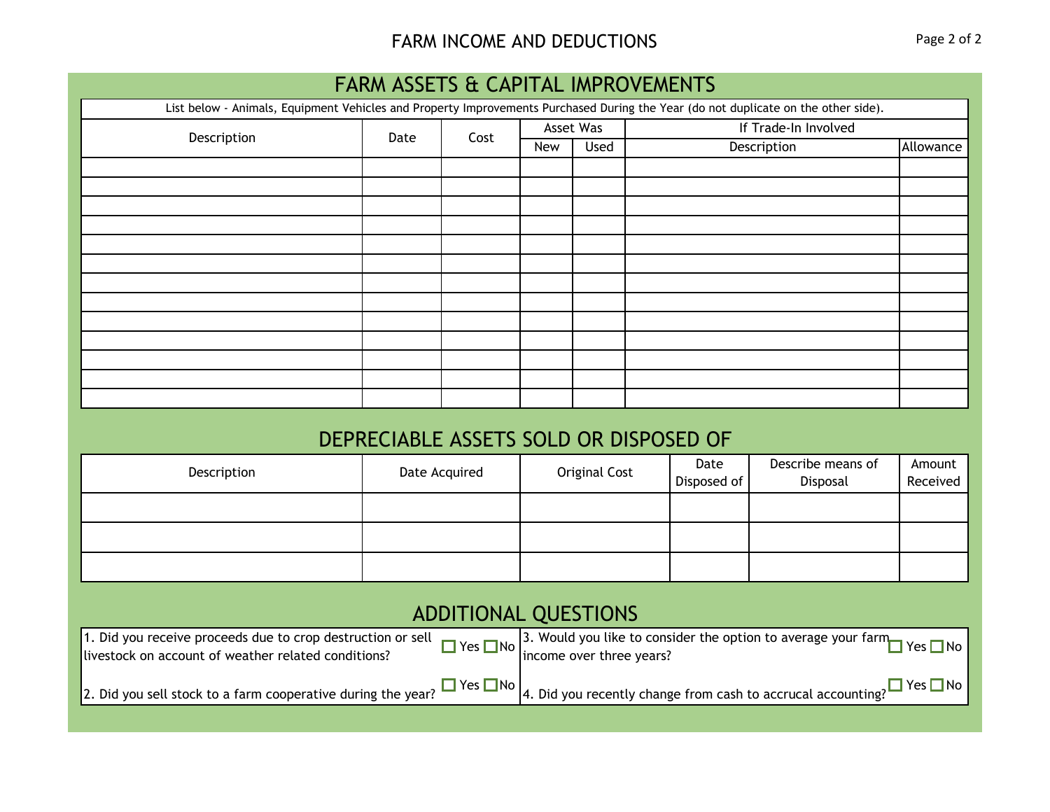# FARM INCOME AND DEDUCTIONS

## FARM ASSETS & CAPITAL IMPROVEMENTS

List below - Animals, Equipment Vehicles and Property Improvements Purchased During the Year (do not duplicate on the other side).

| Description | Date | Cost | Asset Was | | If Trade-In Involved | |
|---|---|---|---|---|---|---|
| | | | New | Used | Description | Allowance |
| | | | | | | |
| | | | | | | |
| | | | | | | |
| | | | | | | |
| | | | | | | |
| | | | | | | |
| | | | | | | |
| | | | | | | |
| | | | | | | |
| | | | | | | |
| | | | | | | |
| | | | | | | |
| | | | | | | |

## DEPRECIABLE ASSETS SOLD OR DISPOSED OF

| Description | Date Acquired | Original Cost | Date Disposed of | Describe means of Disposal | Amount Received |
|---|---|---|---|---|---|
| | | | | | |
| | | | | | |
| | | | | | |

## ADDITIONAL QUESTIONS

| | | | |
|---|---|---|---|
| 1. Did you receive proceeds due to crop destruction or sell livestock on account of weather related conditions? | ☐ Yes ☐ No | 3. Would you like to consider the option to average your farm income over three years? | ☐ Yes ☐ No |
| 2. Did you sell stock to a farm cooperative during the year? | ☐ Yes ☐ No | 4. Did you recently change from cash to accrucal accounting? | ☐ Yes ☐ No |